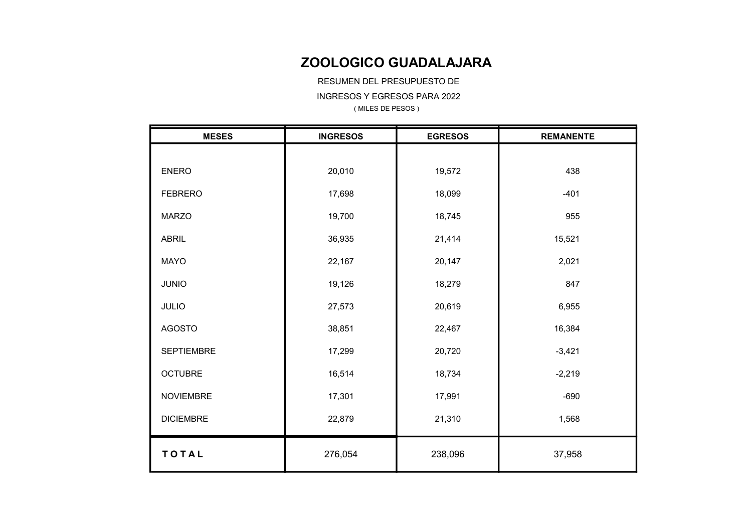# ZOOLOGICO GUADALAJARA

RESUMEN DEL PRESUPUESTO DE

INGRESOS Y EGRESOS PARA 2022

( MILES DE PESOS )

| MESES | INGRESOS | EGRESOS | REMANENTE |
|---|---|---|---|
| ENERO | 20,010 | 19,572 | 438 |
| FEBRERO | 17,698 | 18,099 | -401 |
| MARZO | 19,700 | 18,745 | 955 |
| ABRIL | 36,935 | 21,414 | 15,521 |
| MAYO | 22,167 | 20,147 | 2,021 |
| JUNIO | 19,126 | 18,279 | 847 |
| JULIO | 27,573 | 20,619 | 6,955 |
| AGOSTO | 38,851 | 22,467 | 16,384 |
| SEPTIEMBRE | 17,299 | 20,720 | -3,421 |
| OCTUBRE | 16,514 | 18,734 | -2,219 |
| NOVIEMBRE | 17,301 | 17,991 | -690 |
| DICIEMBRE | 22,879 | 21,310 | 1,568 |
| **T O T A L** | 276,054 | 238,096 | 37,958 |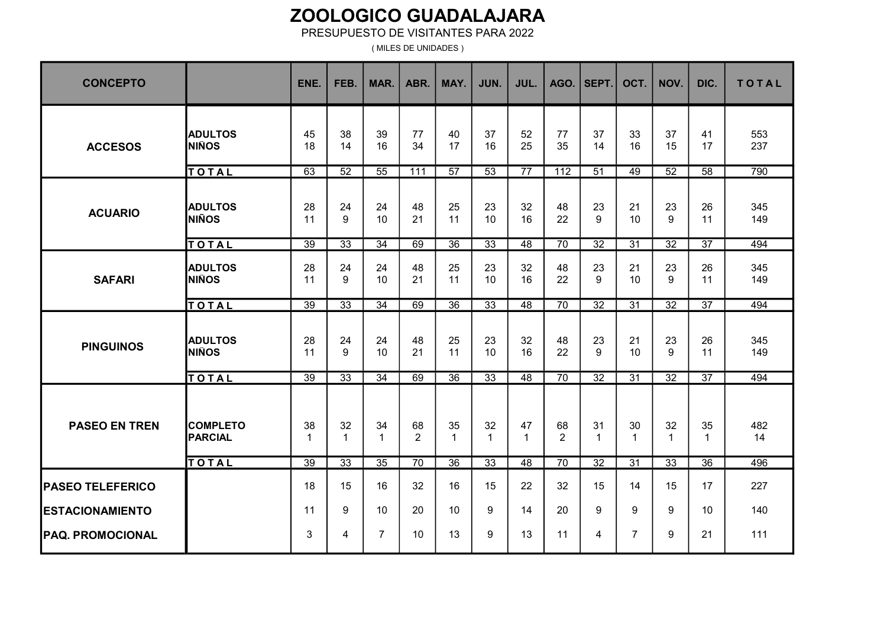# ZOOLOGICO GUADALAJARA

PRESUPUESTO DE VISITANTES PARA 2022

( MILES DE UNIDADES )

| CONCEPTO | | ENE. | FEB. | MAR. | ABR. | MAY. | JUN. | JUL. | AGO. | SEPT. | OCT. | NOV. | DIC. | T O T A L |
|---|---|---|---|---|---|---|---|---|---|---|---|---|---|---|
| **ACCESOS** | **ADULTOS** | 45 | 38 | 39 | 77 | 40 | 37 | 52 | 77 | 37 | 33 | 37 | 41 | 553 |
| | **NIÑOS** | 18 | 14 | 16 | 34 | 17 | 16 | 25 | 35 | 14 | 16 | 15 | 17 | 237 |
| | **T O T A L** | 63 | 52 | 55 | 111 | 57 | 53 | 77 | 112 | 51 | 49 | 52 | 58 | 790 |
| **ACUARIO** | **ADULTOS** | 28 | 24 | 24 | 48 | 25 | 23 | 32 | 48 | 23 | 21 | 23 | 26 | 345 |
| | **NIÑOS** | 11 | 9 | 10 | 21 | 11 | 10 | 16 | 22 | 9 | 10 | 9 | 11 | 149 |
| | **T O T A L** | 39 | 33 | 34 | 69 | 36 | 33 | 48 | 70 | 32 | 31 | 32 | 37 | 494 |
| **SAFARI** | **ADULTOS** | 28 | 24 | 24 | 48 | 25 | 23 | 32 | 48 | 23 | 21 | 23 | 26 | 345 |
| | **NIÑOS** | 11 | 9 | 10 | 21 | 11 | 10 | 16 | 22 | 9 | 10 | 9 | 11 | 149 |
| | **T O T A L** | 39 | 33 | 34 | 69 | 36 | 33 | 48 | 70 | 32 | 31 | 32 | 37 | 494 |
| **PINGUINOS** | **ADULTOS** | 28 | 24 | 24 | 48 | 25 | 23 | 32 | 48 | 23 | 21 | 23 | 26 | 345 |
| | **NIÑOS** | 11 | 9 | 10 | 21 | 11 | 10 | 16 | 22 | 9 | 10 | 9 | 11 | 149 |
| | **T O T A L** | 39 | 33 | 34 | 69 | 36 | 33 | 48 | 70 | 32 | 31 | 32 | 37 | 494 |
| **PASEO EN TREN** | **COMPLETO** | 38 | 32 | 34 | 68 | 35 | 32 | 47 | 68 | 31 | 30 | 32 | 35 | 482 |
| | **PARCIAL** | 1 | 1 | 1 | 2 | 1 | 1 | 1 | 2 | 1 | 1 | 1 | 1 | 14 |
| | **T O T A L** | 39 | 33 | 35 | 70 | 36 | 33 | 48 | 70 | 32 | 31 | 33 | 36 | 496 |
| **PASEO TELEFERICO** | | 18 | 15 | 16 | 32 | 16 | 15 | 22 | 32 | 15 | 14 | 15 | 17 | 227 |
| **ESTACIONAMIENTO** | | 11 | 9 | 10 | 20 | 10 | 9 | 14 | 20 | 9 | 9 | 9 | 10 | 140 |
| **PAQ. PROMOCIONAL** | | 3 | 4 | 7 | 10 | 13 | 9 | 13 | 11 | 4 | 7 | 9 | 21 | 111 |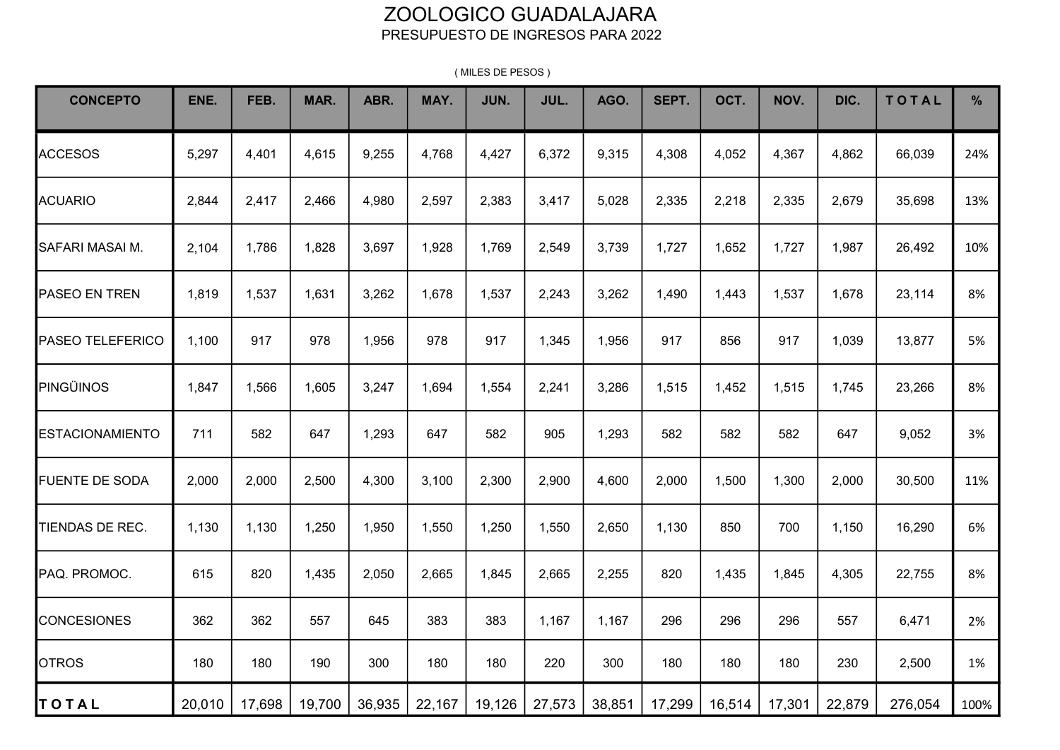# ZOOLOGICO GUADALAJARA

## PRESUPUESTO DE INGRESOS PARA 2022

( MILES DE PESOS )

| CONCEPTO | ENE. | FEB. | MAR. | ABR. | MAY. | JUN. | JUL. | AGO. | SEPT. | OCT. | NOV. | DIC. | T O T A L | % |
|---|---|---|---|---|---|---|---|---|---|---|---|---|---|---|
| ACCESOS | 5,297 | 4,401 | 4,615 | 9,255 | 4,768 | 4,427 | 6,372 | 9,315 | 4,308 | 4,052 | 4,367 | 4,862 | 66,039 | 24% |
| ACUARIO | 2,844 | 2,417 | 2,466 | 4,980 | 2,597 | 2,383 | 3,417 | 5,028 | 2,335 | 2,218 | 2,335 | 2,679 | 35,698 | 13% |
| SAFARI MASAI M. | 2,104 | 1,786 | 1,828 | 3,697 | 1,928 | 1,769 | 2,549 | 3,739 | 1,727 | 1,652 | 1,727 | 1,987 | 26,492 | 10% |
| PASEO EN TREN | 1,819 | 1,537 | 1,631 | 3,262 | 1,678 | 1,537 | 2,243 | 3,262 | 1,490 | 1,443 | 1,537 | 1,678 | 23,114 | 8% |
| PASEO TELEFERICO | 1,100 | 917 | 978 | 1,956 | 978 | 917 | 1,345 | 1,956 | 917 | 856 | 917 | 1,039 | 13,877 | 5% |
| PINGÜINOS | 1,847 | 1,566 | 1,605 | 3,247 | 1,694 | 1,554 | 2,241 | 3,286 | 1,515 | 1,452 | 1,515 | 1,745 | 23,266 | 8% |
| ESTACIONAMIENTO | 711 | 582 | 647 | 1,293 | 647 | 582 | 905 | 1,293 | 582 | 582 | 582 | 647 | 9,052 | 3% |
| FUENTE DE SODA | 2,000 | 2,000 | 2,500 | 4,300 | 3,100 | 2,300 | 2,900 | 4,600 | 2,000 | 1,500 | 1,300 | 2,000 | 30,500 | 11% |
| TIENDAS DE REC. | 1,130 | 1,130 | 1,250 | 1,950 | 1,550 | 1,250 | 1,550 | 2,650 | 1,130 | 850 | 700 | 1,150 | 16,290 | 6% |
| PAQ. PROMOC. | 615 | 820 | 1,435 | 2,050 | 2,665 | 1,845 | 2,665 | 2,255 | 820 | 1,435 | 1,845 | 4,305 | 22,755 | 8% |
| CONCESIONES | 362 | 362 | 557 | 645 | 383 | 383 | 1,167 | 1,167 | 296 | 296 | 296 | 557 | 6,471 | 2% |
| OTROS | 180 | 180 | 190 | 300 | 180 | 180 | 220 | 300 | 180 | 180 | 180 | 230 | 2,500 | 1% |
| **T O T A L** | 20,010 | 17,698 | 19,700 | 36,935 | 22,167 | 19,126 | 27,573 | 38,851 | 17,299 | 16,514 | 17,301 | 22,879 | 276,054 | 100% |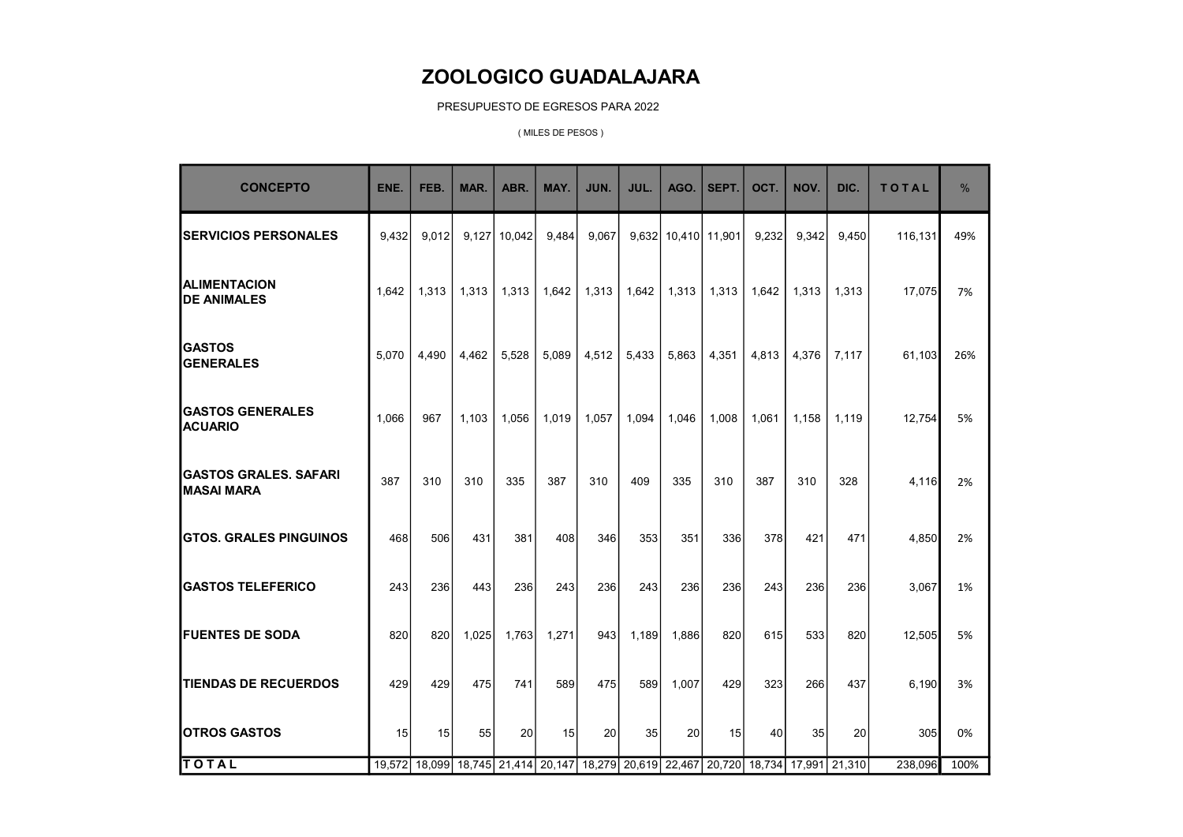# ZOOLOGICO GUADALAJARA

PRESUPUESTO DE EGRESOS PARA 2022

( MILES DE PESOS )

| CONCEPTO | ENE. | FEB. | MAR. | ABR. | MAY. | JUN. | JUL. | AGO. | SEPT. | OCT. | NOV. | DIC. | T O T A L | % |
|---|---|---|---|---|---|---|---|---|---|---|---|---|---|---|
| **SERVICIOS PERSONALES** | 9,432 | 9,012 | 9,127 | 10,042 | 9,484 | 9,067 | 9,632 | 10,410 | 11,901 | 9,232 | 9,342 | 9,450 | 116,131 | 49% |
| **ALIMENTACION DE ANIMALES** | 1,642 | 1,313 | 1,313 | 1,313 | 1,642 | 1,313 | 1,642 | 1,313 | 1,313 | 1,642 | 1,313 | 1,313 | 17,075 | 7% |
| **GASTOS GENERALES** | 5,070 | 4,490 | 4,462 | 5,528 | 5,089 | 4,512 | 5,433 | 5,863 | 4,351 | 4,813 | 4,376 | 7,117 | 61,103 | 26% |
| **GASTOS GENERALES ACUARIO** | 1,066 | 967 | 1,103 | 1,056 | 1,019 | 1,057 | 1,094 | 1,046 | 1,008 | 1,061 | 1,158 | 1,119 | 12,754 | 5% |
| **GASTOS GRALES. SAFARI MASAI MARA** | 387 | 310 | 310 | 335 | 387 | 310 | 409 | 335 | 310 | 387 | 310 | 328 | 4,116 | 2% |
| **GTOS. GRALES PINGUINOS** | 468 | 506 | 431 | 381 | 408 | 346 | 353 | 351 | 336 | 378 | 421 | 471 | 4,850 | 2% |
| **GASTOS TELEFERICO** | 243 | 236 | 443 | 236 | 243 | 236 | 243 | 236 | 236 | 243 | 236 | 236 | 3,067 | 1% |
| **FUENTES DE SODA** | 820 | 820 | 1,025 | 1,763 | 1,271 | 943 | 1,189 | 1,886 | 820 | 615 | 533 | 820 | 12,505 | 5% |
| **TIENDAS DE RECUERDOS** | 429 | 429 | 475 | 741 | 589 | 475 | 589 | 1,007 | 429 | 323 | 266 | 437 | 6,190 | 3% |
| **OTROS GASTOS** | 15 | 15 | 55 | 20 | 15 | 20 | 35 | 20 | 15 | 40 | 35 | 20 | 305 | 0% |
| **T O T A L** | 19,572 | 18,099 | 18,745 | 21,414 | 20,147 | 18,279 | 20,619 | 22,467 | 20,720 | 18,734 | 17,991 | 21,310 | 238,096 | 100% |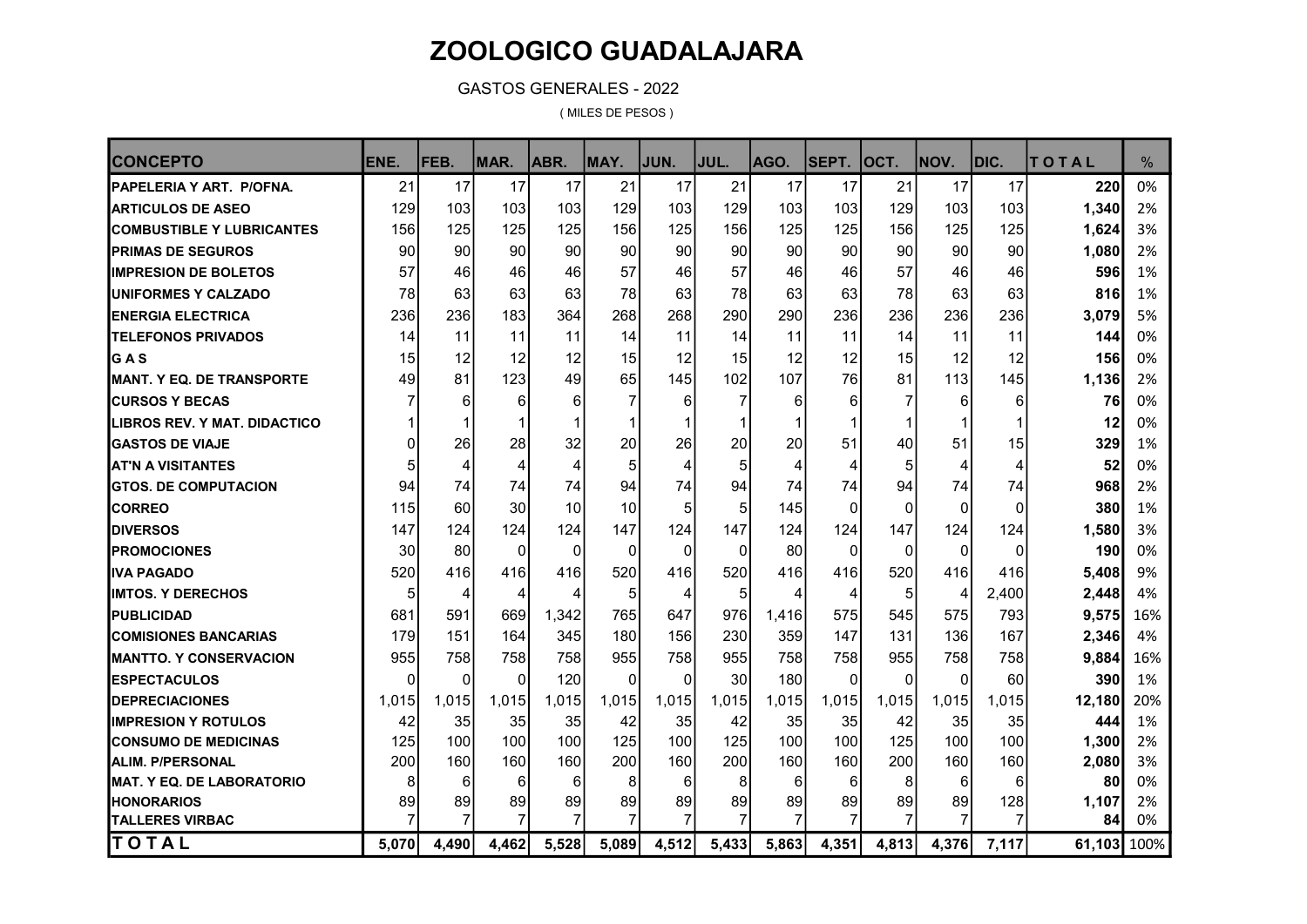# ZOOLOGICO GUADALAJARA

GASTOS GENERALES - 2022

( MILES DE PESOS )

| CONCEPTO | ENE. | FEB. | MAR. | ABR. | MAY. | JUN. | JUL. | AGO. | SEPT. | OCT. | NOV. | DIC. | T O T A L | % |
|---|---|---|---|---|---|---|---|---|---|---|---|---|---|---|
| PAPELERIA Y ART. P/OFNA. | 21 | 17 | 17 | 17 | 21 | 17 | 21 | 17 | 17 | 21 | 17 | 17 | **220** | 0% |
| ARTICULOS DE ASEO | 129 | 103 | 103 | 103 | 129 | 103 | 129 | 103 | 103 | 129 | 103 | 103 | **1,340** | 2% |
| COMBUSTIBLE Y LUBRICANTES | 156 | 125 | 125 | 125 | 156 | 125 | 156 | 125 | 125 | 156 | 125 | 125 | **1,624** | 3% |
| PRIMAS DE SEGUROS | 90 | 90 | 90 | 90 | 90 | 90 | 90 | 90 | 90 | 90 | 90 | 90 | **1,080** | 2% |
| IMPRESION DE BOLETOS | 57 | 46 | 46 | 46 | 57 | 46 | 57 | 46 | 46 | 57 | 46 | 46 | **596** | 1% |
| UNIFORMES Y CALZADO | 78 | 63 | 63 | 63 | 78 | 63 | 78 | 63 | 63 | 78 | 63 | 63 | **816** | 1% |
| ENERGIA ELECTRICA | 236 | 236 | 183 | 364 | 268 | 268 | 290 | 290 | 236 | 236 | 236 | 236 | **3,079** | 5% |
| TELEFONOS PRIVADOS | 14 | 11 | 11 | 11 | 14 | 11 | 14 | 11 | 11 | 14 | 11 | 11 | **144** | 0% |
| G A S | 15 | 12 | 12 | 12 | 15 | 12 | 15 | 12 | 12 | 15 | 12 | 12 | **156** | 0% |
| MANT. Y EQ. DE TRANSPORTE | 49 | 81 | 123 | 49 | 65 | 145 | 102 | 107 | 76 | 81 | 113 | 145 | **1,136** | 2% |
| CURSOS Y BECAS | 7 | 6 | 6 | 6 | 7 | 6 | 7 | 6 | 6 | 7 | 6 | 6 | **76** | 0% |
| LIBROS REV. Y MAT. DIDACTICO | 1 | 1 | 1 | 1 | 1 | 1 | 1 | 1 | 1 | 1 | 1 | 1 | **12** | 0% |
| GASTOS DE VIAJE | 0 | 26 | 28 | 32 | 20 | 26 | 20 | 20 | 51 | 40 | 51 | 15 | **329** | 1% |
| AT'N A VISITANTES | 5 | 4 | 4 | 4 | 5 | 4 | 5 | 4 | 4 | 5 | 4 | 4 | **52** | 0% |
| GTOS. DE COMPUTACION | 94 | 74 | 74 | 74 | 94 | 74 | 94 | 74 | 74 | 94 | 74 | 74 | **968** | 2% |
| CORREO | 115 | 60 | 30 | 10 | 10 | 5 | 5 | 145 | 0 | 0 | 0 | 0 | **380** | 1% |
| DIVERSOS | 147 | 124 | 124 | 124 | 147 | 124 | 147 | 124 | 124 | 147 | 124 | 124 | **1,580** | 3% |
| PROMOCIONES | 30 | 80 | 0 | 0 | 0 | 0 | 0 | 80 | 0 | 0 | 0 | 0 | **190** | 0% |
| IVA PAGADO | 520 | 416 | 416 | 416 | 520 | 416 | 520 | 416 | 416 | 520 | 416 | 416 | **5,408** | 9% |
| IMTOS. Y DERECHOS | 5 | 4 | 4 | 4 | 5 | 4 | 5 | 4 | 4 | 5 | 4 | 2,400 | **2,448** | 4% |
| PUBLICIDAD | 681 | 591 | 669 | 1,342 | 765 | 647 | 976 | 1,416 | 575 | 545 | 575 | 793 | **9,575** | 16% |
| COMISIONES BANCARIAS | 179 | 151 | 164 | 345 | 180 | 156 | 230 | 359 | 147 | 131 | 136 | 167 | **2,346** | 4% |
| MANTTO. Y CONSERVACION | 955 | 758 | 758 | 758 | 955 | 758 | 955 | 758 | 758 | 955 | 758 | 758 | **9,884** | 16% |
| ESPECTACULOS | 0 | 0 | 0 | 120 | 0 | 0 | 30 | 180 | 0 | 0 | 0 | 60 | **390** | 1% |
| DEPRECIACIONES | 1,015 | 1,015 | 1,015 | 1,015 | 1,015 | 1,015 | 1,015 | 1,015 | 1,015 | 1,015 | 1,015 | 1,015 | **12,180** | 20% |
| IMPRESION Y ROTULOS | 42 | 35 | 35 | 35 | 42 | 35 | 42 | 35 | 35 | 42 | 35 | 35 | **444** | 1% |
| CONSUMO DE MEDICINAS | 125 | 100 | 100 | 100 | 125 | 100 | 125 | 100 | 100 | 125 | 100 | 100 | **1,300** | 2% |
| ALIM. P/PERSONAL | 200 | 160 | 160 | 160 | 200 | 160 | 200 | 160 | 160 | 200 | 160 | 160 | **2,080** | 3% |
| MAT. Y EQ. DE LABORATORIO | 8 | 6 | 6 | 6 | 8 | 6 | 8 | 6 | 6 | 8 | 6 | 6 | **80** | 0% |
| HONORARIOS | 89 | 89 | 89 | 89 | 89 | 89 | 89 | 89 | 89 | 89 | 89 | 128 | **1,107** | 2% |
| TALLERES VIRBAC | 7 | 7 | 7 | 7 | 7 | 7 | 7 | 7 | 7 | 7 | 7 | 7 | **84** | 0% |
| **T O T A L** | **5,070** | **4,490** | **4,462** | **5,528** | **5,089** | **4,512** | **5,433** | **5,863** | **4,351** | **4,813** | **4,376** | **7,117** | **61,103** | 100% |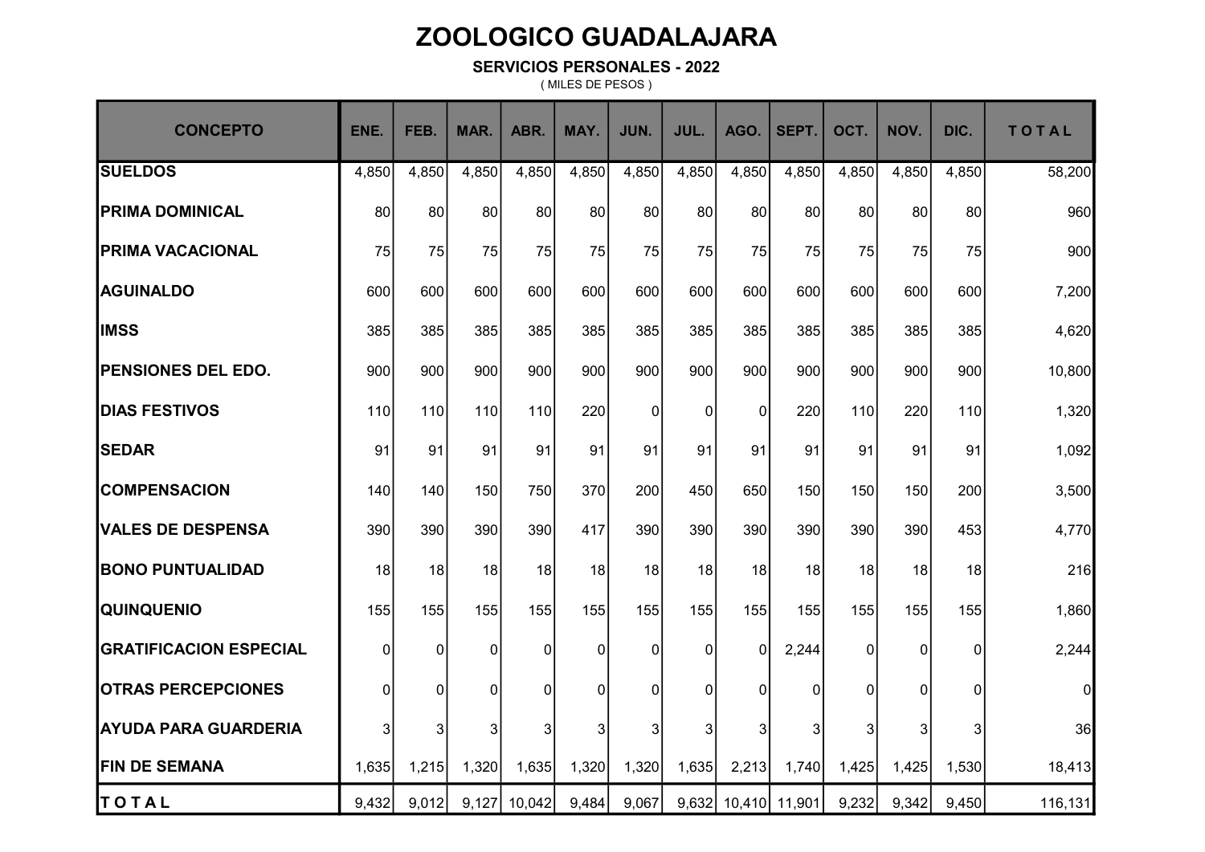# ZOOLOGICO GUADALAJARA

**SERVICIOS PERSONALES - 2022**

( MILES DE PESOS )

| CONCEPTO | ENE. | FEB. | MAR. | ABR. | MAY. | JUN. | JUL. | AGO. | SEPT. | OCT. | NOV. | DIC. | T O T A L |
|---|---|---|---|---|---|---|---|---|---|---|---|---|---|
| **SUELDOS** | 4,850 | 4,850 | 4,850 | 4,850 | 4,850 | 4,850 | 4,850 | 4,850 | 4,850 | 4,850 | 4,850 | 4,850 | 58,200 |
| **PRIMA DOMINICAL** | 80 | 80 | 80 | 80 | 80 | 80 | 80 | 80 | 80 | 80 | 80 | 80 | 960 |
| **PRIMA VACACIONAL** | 75 | 75 | 75 | 75 | 75 | 75 | 75 | 75 | 75 | 75 | 75 | 75 | 900 |
| **AGUINALDO** | 600 | 600 | 600 | 600 | 600 | 600 | 600 | 600 | 600 | 600 | 600 | 600 | 7,200 |
| **IMSS** | 385 | 385 | 385 | 385 | 385 | 385 | 385 | 385 | 385 | 385 | 385 | 385 | 4,620 |
| **PENSIONES DEL EDO.** | 900 | 900 | 900 | 900 | 900 | 900 | 900 | 900 | 900 | 900 | 900 | 900 | 10,800 |
| **DIAS FESTIVOS** | 110 | 110 | 110 | 110 | 220 | 0 | 0 | 0 | 220 | 110 | 220 | 110 | 1,320 |
| **SEDAR** | 91 | 91 | 91 | 91 | 91 | 91 | 91 | 91 | 91 | 91 | 91 | 91 | 1,092 |
| **COMPENSACION** | 140 | 140 | 150 | 750 | 370 | 200 | 450 | 650 | 150 | 150 | 150 | 200 | 3,500 |
| **VALES DE DESPENSA** | 390 | 390 | 390 | 390 | 417 | 390 | 390 | 390 | 390 | 390 | 390 | 453 | 4,770 |
| **BONO PUNTUALIDAD** | 18 | 18 | 18 | 18 | 18 | 18 | 18 | 18 | 18 | 18 | 18 | 18 | 216 |
| **QUINQUENIO** | 155 | 155 | 155 | 155 | 155 | 155 | 155 | 155 | 155 | 155 | 155 | 155 | 1,860 |
| **GRATIFICACION ESPECIAL** | 0 | 0 | 0 | 0 | 0 | 0 | 0 | 0 | 2,244 | 0 | 0 | 0 | 2,244 |
| **OTRAS PERCEPCIONES** | 0 | 0 | 0 | 0 | 0 | 0 | 0 | 0 | 0 | 0 | 0 | 0 | 0 |
| **AYUDA PARA GUARDERIA** | 3 | 3 | 3 | 3 | 3 | 3 | 3 | 3 | 3 | 3 | 3 | 3 | 36 |
| **FIN DE SEMANA** | 1,635 | 1,215 | 1,320 | 1,635 | 1,320 | 1,320 | 1,635 | 2,213 | 1,740 | 1,425 | 1,425 | 1,530 | 18,413 |
| **T O T A L** | 9,432 | 9,012 | 9,127 | 10,042 | 9,484 | 9,067 | 9,632 | 10,410 | 11,901 | 9,232 | 9,342 | 9,450 | 116,131 |